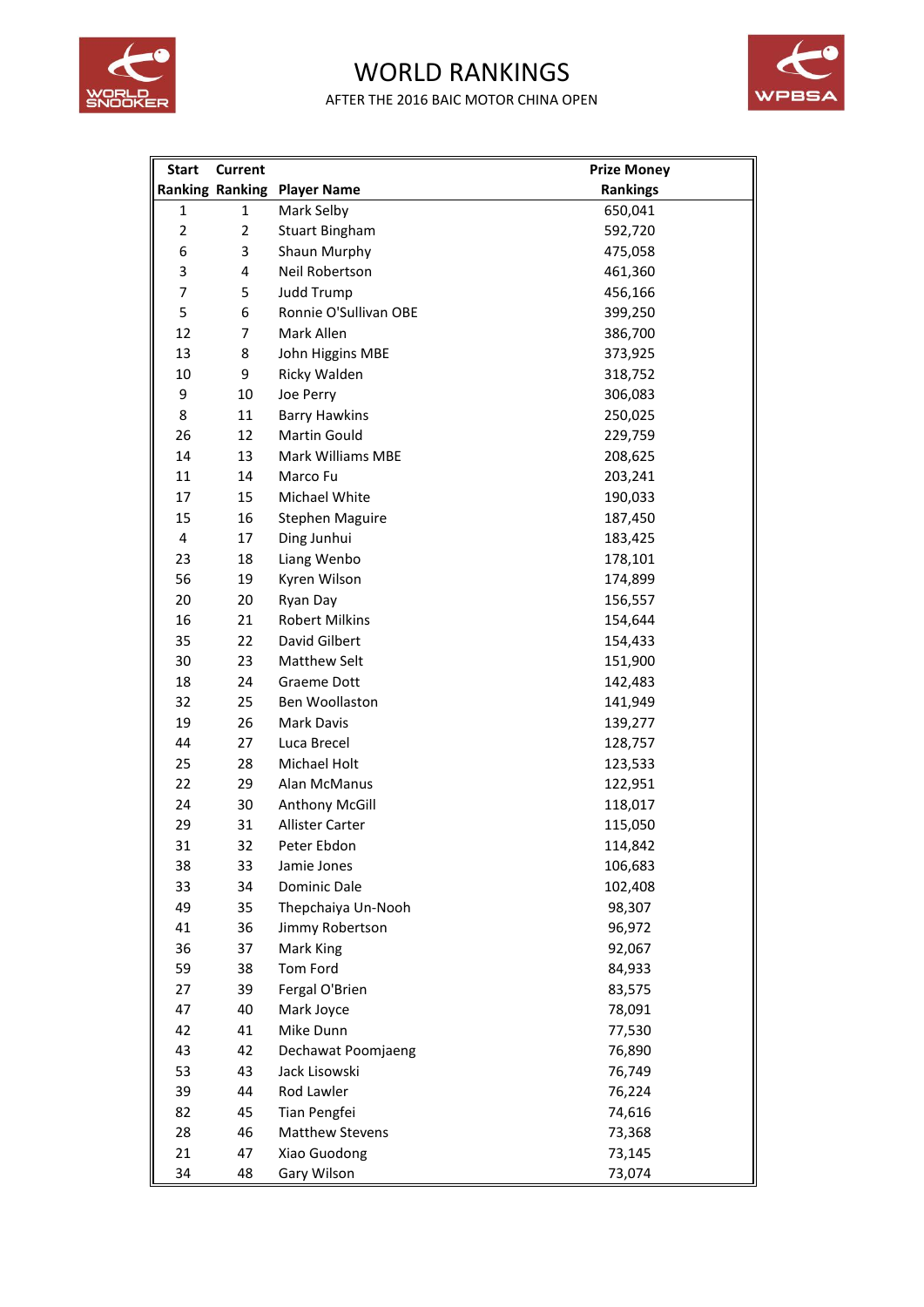# WORLD RANKINGS

AFTER THE 2016 BAIC MOTOR CHINA OPEN

| Start Ranking | Current Ranking | Player Name | Prize Money Rankings |
|---|---|---|---|
| 1 | 1 | Mark Selby | 650,041 |
| 2 | 2 | Stuart Bingham | 592,720 |
| 6 | 3 | Shaun Murphy | 475,058 |
| 3 | 4 | Neil Robertson | 461,360 |
| 7 | 5 | Judd Trump | 456,166 |
| 5 | 6 | Ronnie O'Sullivan OBE | 399,250 |
| 12 | 7 | Mark Allen | 386,700 |
| 13 | 8 | John Higgins MBE | 373,925 |
| 10 | 9 | Ricky Walden | 318,752 |
| 9 | 10 | Joe Perry | 306,083 |
| 8 | 11 | Barry Hawkins | 250,025 |
| 26 | 12 | Martin Gould | 229,759 |
| 14 | 13 | Mark Williams MBE | 208,625 |
| 11 | 14 | Marco Fu | 203,241 |
| 17 | 15 | Michael White | 190,033 |
| 15 | 16 | Stephen Maguire | 187,450 |
| 4 | 17 | Ding Junhui | 183,425 |
| 23 | 18 | Liang Wenbo | 178,101 |
| 56 | 19 | Kyren Wilson | 174,899 |
| 20 | 20 | Ryan Day | 156,557 |
| 16 | 21 | Robert Milkins | 154,644 |
| 35 | 22 | David Gilbert | 154,433 |
| 30 | 23 | Matthew Selt | 151,900 |
| 18 | 24 | Graeme Dott | 142,483 |
| 32 | 25 | Ben Woollaston | 141,949 |
| 19 | 26 | Mark Davis | 139,277 |
| 44 | 27 | Luca Brecel | 128,757 |
| 25 | 28 | Michael Holt | 123,533 |
| 22 | 29 | Alan McManus | 122,951 |
| 24 | 30 | Anthony McGill | 118,017 |
| 29 | 31 | Allister Carter | 115,050 |
| 31 | 32 | Peter Ebdon | 114,842 |
| 38 | 33 | Jamie Jones | 106,683 |
| 33 | 34 | Dominic Dale | 102,408 |
| 49 | 35 | Thepchaiya Un-Nooh | 98,307 |
| 41 | 36 | Jimmy Robertson | 96,972 |
| 36 | 37 | Mark King | 92,067 |
| 59 | 38 | Tom Ford | 84,933 |
| 27 | 39 | Fergal O'Brien | 83,575 |
| 47 | 40 | Mark Joyce | 78,091 |
| 42 | 41 | Mike Dunn | 77,530 |
| 43 | 42 | Dechawat Poomjaeng | 76,890 |
| 53 | 43 | Jack Lisowski | 76,749 |
| 39 | 44 | Rod Lawler | 76,224 |
| 82 | 45 | Tian Pengfei | 74,616 |
| 28 | 46 | Matthew Stevens | 73,368 |
| 21 | 47 | Xiao Guodong | 73,145 |
| 34 | 48 | Gary Wilson | 73,074 |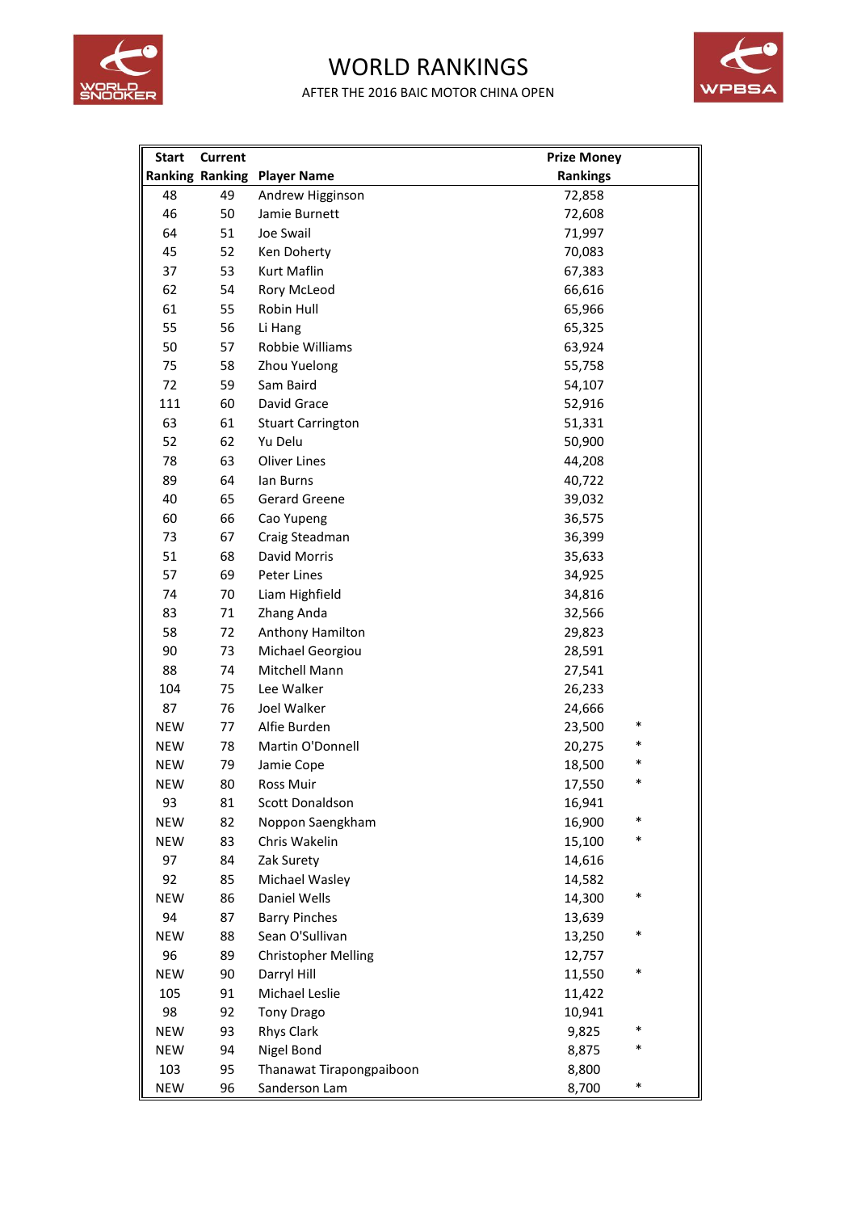# WORLD RANKINGS

AFTER THE 2016 BAIC MOTOR CHINA OPEN

| Start Ranking | Current Ranking | Player Name | Prize Money Rankings | |
|---|---|---|---|---|
| 48 | 49 | Andrew Higginson | 72,858 | |
| 46 | 50 | Jamie Burnett | 72,608 | |
| 64 | 51 | Joe Swail | 71,997 | |
| 45 | 52 | Ken Doherty | 70,083 | |
| 37 | 53 | Kurt Maflin | 67,383 | |
| 62 | 54 | Rory McLeod | 66,616 | |
| 61 | 55 | Robin Hull | 65,966 | |
| 55 | 56 | Li Hang | 65,325 | |
| 50 | 57 | Robbie Williams | 63,924 | |
| 75 | 58 | Zhou Yuelong | 55,758 | |
| 72 | 59 | Sam Baird | 54,107 | |
| 111 | 60 | David Grace | 52,916 | |
| 63 | 61 | Stuart Carrington | 51,331 | |
| 52 | 62 | Yu Delu | 50,900 | |
| 78 | 63 | Oliver Lines | 44,208 | |
| 89 | 64 | Ian Burns | 40,722 | |
| 40 | 65 | Gerard Greene | 39,032 | |
| 60 | 66 | Cao Yupeng | 36,575 | |
| 73 | 67 | Craig Steadman | 36,399 | |
| 51 | 68 | David Morris | 35,633 | |
| 57 | 69 | Peter Lines | 34,925 | |
| 74 | 70 | Liam Highfield | 34,816 | |
| 83 | 71 | Zhang Anda | 32,566 | |
| 58 | 72 | Anthony Hamilton | 29,823 | |
| 90 | 73 | Michael Georgiou | 28,591 | |
| 88 | 74 | Mitchell Mann | 27,541 | |
| 104 | 75 | Lee Walker | 26,233 | |
| 87 | 76 | Joel Walker | 24,666 | |
| NEW | 77 | Alfie Burden | 23,500 | * |
| NEW | 78 | Martin O'Donnell | 20,275 | * |
| NEW | 79 | Jamie Cope | 18,500 | * |
| NEW | 80 | Ross Muir | 17,550 | * |
| 93 | 81 | Scott Donaldson | 16,941 | |
| NEW | 82 | Noppon Saengkham | 16,900 | * |
| NEW | 83 | Chris Wakelin | 15,100 | * |
| 97 | 84 | Zak Surety | 14,616 | |
| 92 | 85 | Michael Wasley | 14,582 | |
| NEW | 86 | Daniel Wells | 14,300 | * |
| 94 | 87 | Barry Pinches | 13,639 | |
| NEW | 88 | Sean O'Sullivan | 13,250 | * |
| 96 | 89 | Christopher Melling | 12,757 | |
| NEW | 90 | Darryl Hill | 11,550 | * |
| 105 | 91 | Michael Leslie | 11,422 | |
| 98 | 92 | Tony Drago | 10,941 | |
| NEW | 93 | Rhys Clark | 9,825 | * |
| NEW | 94 | Nigel Bond | 8,875 | * |
| 103 | 95 | Thanawat Tirapongpaiboon | 8,800 | |
| NEW | 96 | Sanderson Lam | 8,700 | * |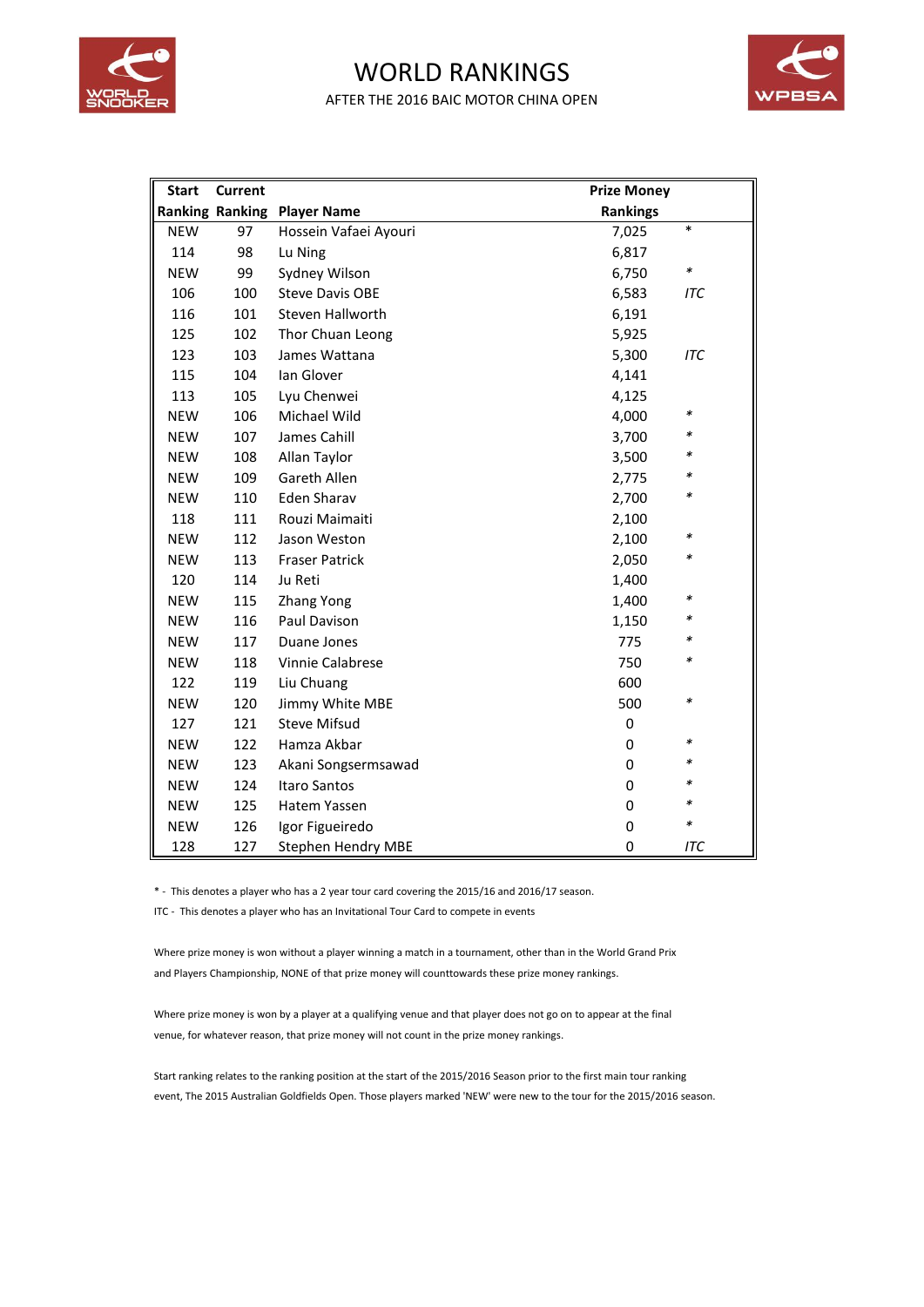# WORLD RANKINGS

AFTER THE 2016 BAIC MOTOR CHINA OPEN

| Start Ranking | Current Ranking | Player Name | Prize Money Rankings | |
|---|---|---|---|---|
| NEW | 97 | Hossein Vafaei Ayouri | 7,025 | * |
| 114 | 98 | Lu Ning | 6,817 | |
| NEW | 99 | Sydney Wilson | 6,750 | * |
| 106 | 100 | Steve Davis OBE | 6,583 | *ITC* |
| 116 | 101 | Steven Hallworth | 6,191 | |
| 125 | 102 | Thor Chuan Leong | 5,925 | |
| 123 | 103 | James Wattana | 5,300 | *ITC* |
| 115 | 104 | Ian Glover | 4,141 | |
| 113 | 105 | Lyu Chenwei | 4,125 | |
| NEW | 106 | Michael Wild | 4,000 | * |
| NEW | 107 | James Cahill | 3,700 | * |
| NEW | 108 | Allan Taylor | 3,500 | * |
| NEW | 109 | Gareth Allen | 2,775 | * |
| NEW | 110 | Eden Sharav | 2,700 | * |
| 118 | 111 | Rouzi Maimaiti | 2,100 | |
| NEW | 112 | Jason Weston | 2,100 | * |
| NEW | 113 | Fraser Patrick | 2,050 | * |
| 120 | 114 | Ju Reti | 1,400 | |
| NEW | 115 | Zhang Yong | 1,400 | * |
| NEW | 116 | Paul Davison | 1,150 | * |
| NEW | 117 | Duane Jones | 775 | * |
| NEW | 118 | Vinnie Calabrese | 750 | * |
| 122 | 119 | Liu Chuang | 600 | |
| NEW | 120 | Jimmy White MBE | 500 | * |
| 127 | 121 | Steve Mifsud | 0 | |
| NEW | 122 | Hamza Akbar | 0 | * |
| NEW | 123 | Akani Songsermsawad | 0 | * |
| NEW | 124 | Itaro Santos | 0 | * |
| NEW | 125 | Hatem Yassen | 0 | * |
| NEW | 126 | Igor Figueiredo | 0 | * |
| 128 | 127 | Stephen Hendry MBE | 0 | *ITC* |

* - This denotes a player who has a 2 year tour card covering the 2015/16 and 2016/17 season.

ITC - This denotes a player who has an Invitational Tour Card to compete in events

Where prize money is won without a player winning a match in a tournament, other than in the World Grand Prix and Players Championship, NONE of that prize money will counttowards these prize money rankings.

Where prize money is won by a player at a qualifying venue and that player does not go on to appear at the final venue, for whatever reason, that prize money will not count in the prize money rankings.

Start ranking relates to the ranking position at the start of the 2015/2016 Season prior to the first main tour ranking event, The 2015 Australian Goldfields Open. Those players marked 'NEW' were new to the tour for the 2015/2016 season.